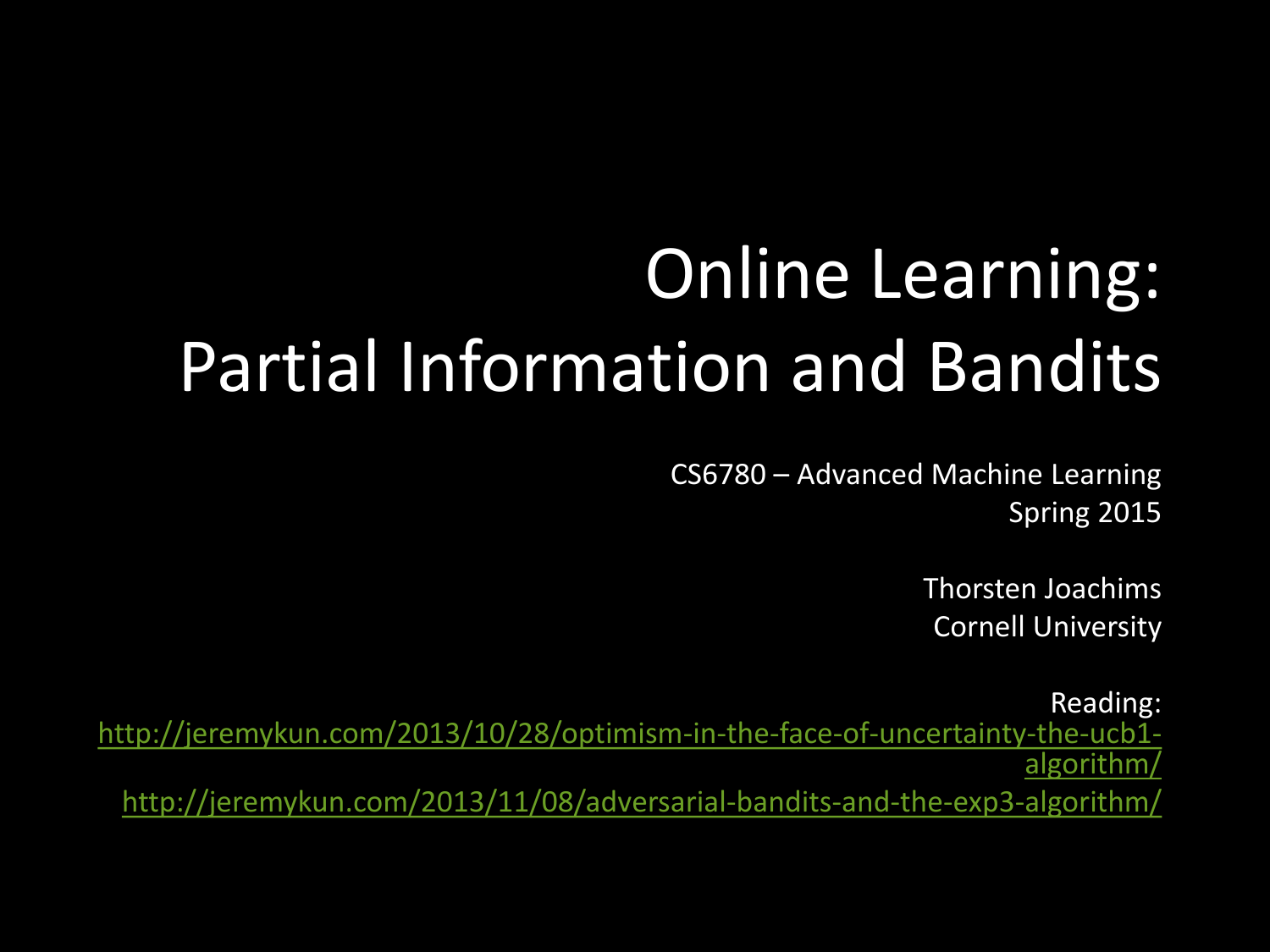# Online Learning: Partial Information and Bandits

CS6780 – Advanced Machine Learning
Spring 2015

Thorsten Joachims
Cornell University

Reading:
http://jeremykun.com/2013/10/28/optimism-in-the-face-of-uncertainty-the-ucb1-algorithm/
http://jeremykun.com/2013/11/08/adversarial-bandits-and-the-exp3-algorithm/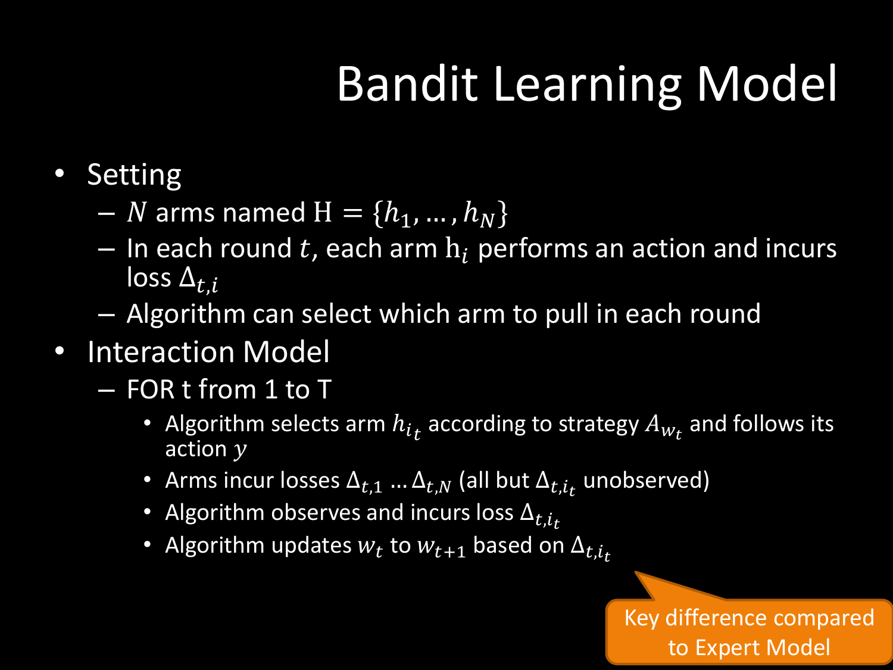# Bandit Learning Model

- Setting
  - $N$ arms named $\mathrm{H} = \{h_1, \ldots, h_N\}$
  - In each round $t$, each arm $\mathrm{h}_i$ performs an action and incurs loss $\Delta_{t,i}$
  - Algorithm can select which arm to pull in each round
- Interaction Model
  - FOR t from 1 to T
    - Algorithm selects arm $h_{i_t}$ according to strategy $A_{w_t}$ and follows its action $y$
    - Arms incur losses $\Delta_{t,1} \ldots \Delta_{t,N}$ (all but $\Delta_{t,i_t}$ unobserved)
    - Algorithm observes and incurs loss $\Delta_{t,i_t}$
    - Algorithm updates $w_t$ to $w_{t+1}$ based on $\Delta_{t,i_t}$

Key difference compared to Expert Model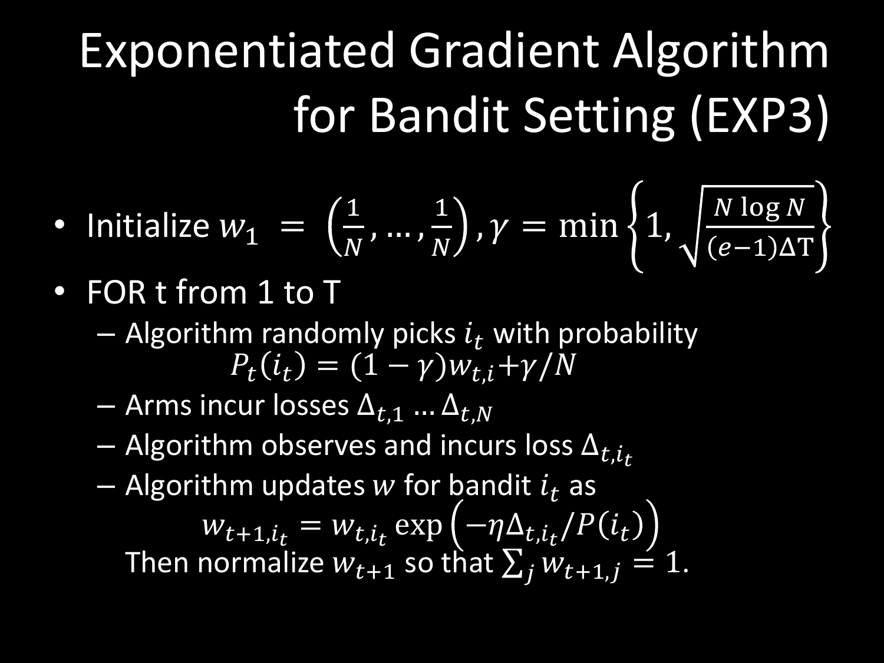# Exponentiated Gradient Algorithm for Bandit Setting (EXP3)

- Initialize $w_1 = \left(\frac{1}{N}, \ldots, \frac{1}{N}\right), \gamma = \min\left\{1, \sqrt{\frac{N \log N}{(e-1)\Delta \mathrm{T}}}\right\}$
- FOR t from 1 to T
  - Algorithm randomly picks $i_t$ with probability
    $$P_t(i_t) = (1-\gamma)w_{t,i} + \gamma/N$$
  - Arms incur losses $\Delta_{t,1} \ldots \Delta_{t,N}$
  - Algorithm observes and incurs loss $\Delta_{t,i_t}$
  - Algorithm updates $w$ for bandit $i_t$ as
    $$w_{t+1,i_t} = w_{t,i_t} \exp\left(-\eta \Delta_{t,i_t} / P(i_t)\right)$$
    Then normalize $w_{t+1}$ so that $\sum_j w_{t+1,j} = 1$.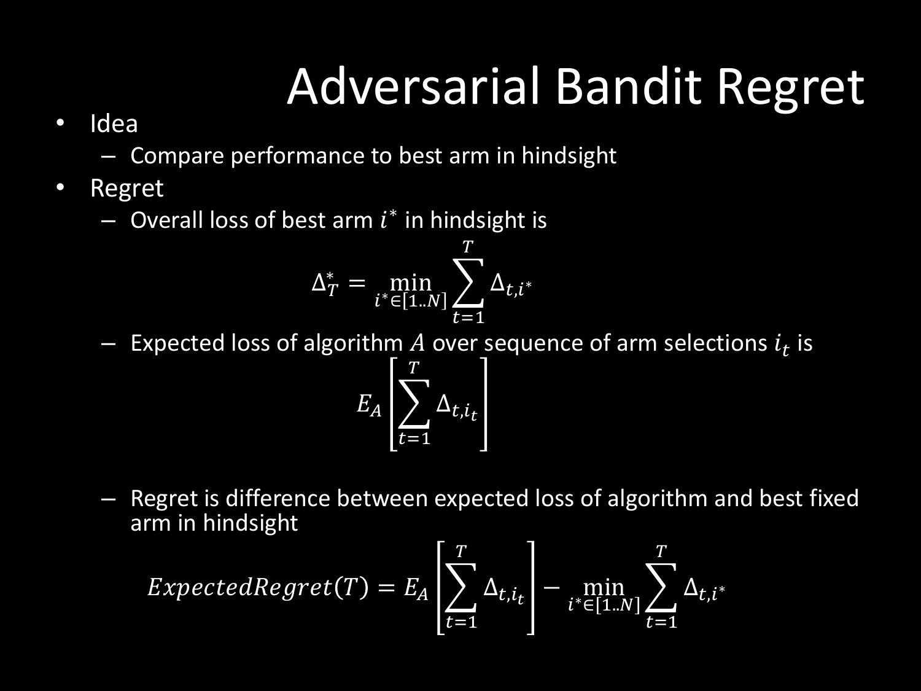# Adversarial Bandit Regret

- Idea
  - Compare performance to best arm in hindsight
- Regret
  - Overall loss of best arm $i^*$ in hindsight is

$$\Delta_T^* = \min_{i^* \in [1..N]} \sum_{t=1}^{T} \Delta_{t,i^*}$$

  - Expected loss of algorithm $A$ over sequence of arm selections $i_t$ is

$$E_A\left[\sum_{t=1}^{T} \Delta_{t,i_t}\right]$$

  - Regret is difference between expected loss of algorithm and best fixed arm in hindsight

$$ExpectedRegret(T) = E_A\left[\sum_{t=1}^{T} \Delta_{t,i_t}\right] - \min_{i^* \in [1..N]} \sum_{t=1}^{T} \Delta_{t,i^*}$$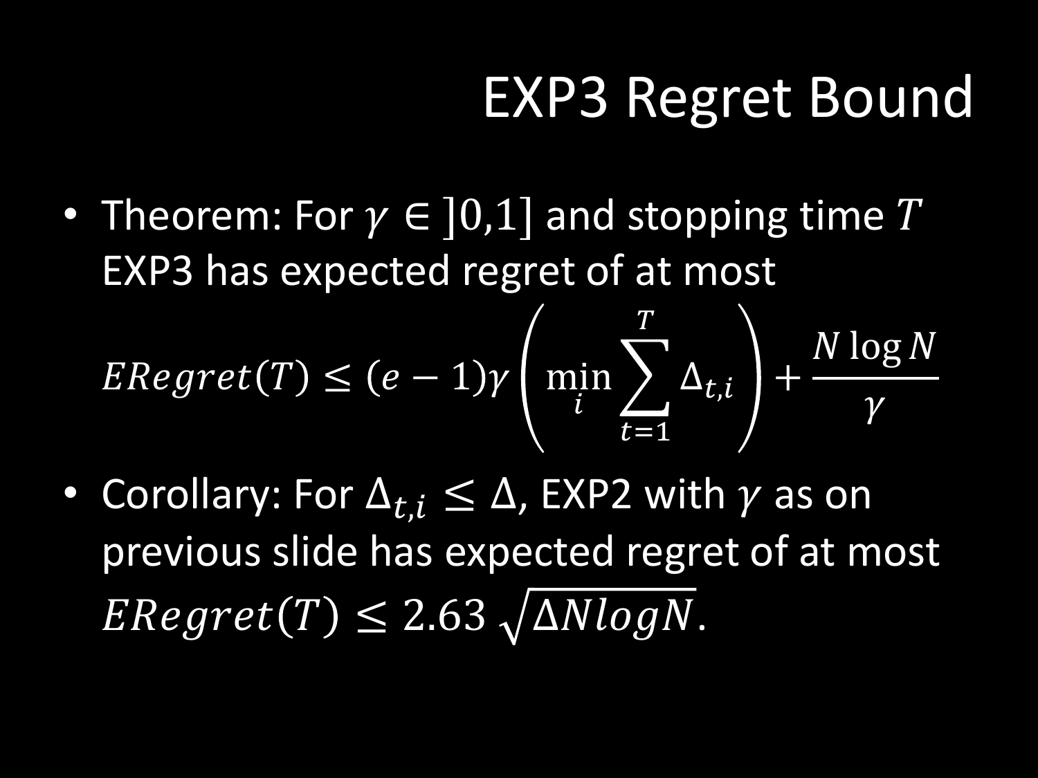# EXP3 Regret Bound

- Theorem: For $\gamma \in ]0,1]$ and stopping time $T$ EXP3 has expected regret of at most

$$ERegret(T) \leq (e-1)\gamma \left( \min_i \sum_{t=1}^{T} \Delta_{t,i} \right) + \frac{N \log N}{\gamma}$$

- Corollary: For $\Delta_{t,i} \leq \Delta$, EXP2 with $\gamma$ as on previous slide has expected regret of at most $ERegret(T) \leq 2.63 \sqrt{\Delta N log N}$.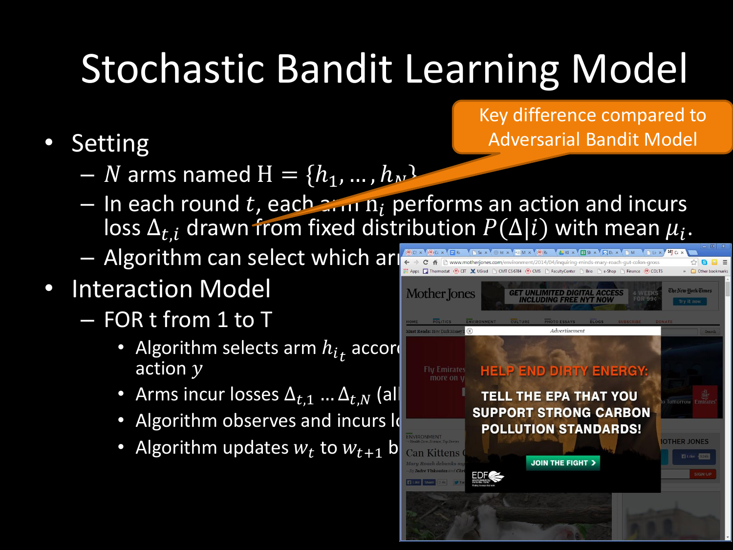# Stochastic Bandit Learning Model

Key difference compared to Adversarial Bandit Model

- Setting
  - $N$ arms named $\text{H} = \{h_1, \dots, h_N\}$
  - In each round $t$, each arm $h_i$ performs an action and incurs loss $\Delta_{t,i}$ drawn from fixed distribution $P(\Delta|i)$ with mean $\mu_i$.
  - Algorithm can select which ar
- Interaction Model
  - FOR t from 1 to T
    - Algorithm selects arm $h_{i_t}$ accor action $y$
    - Arms incur losses $\Delta_{t,1} \dots \Delta_{t,N}$ (al
    - Algorithm observes and incurs l
    - Algorithm updates $w_t$ to $w_{t+1}$ b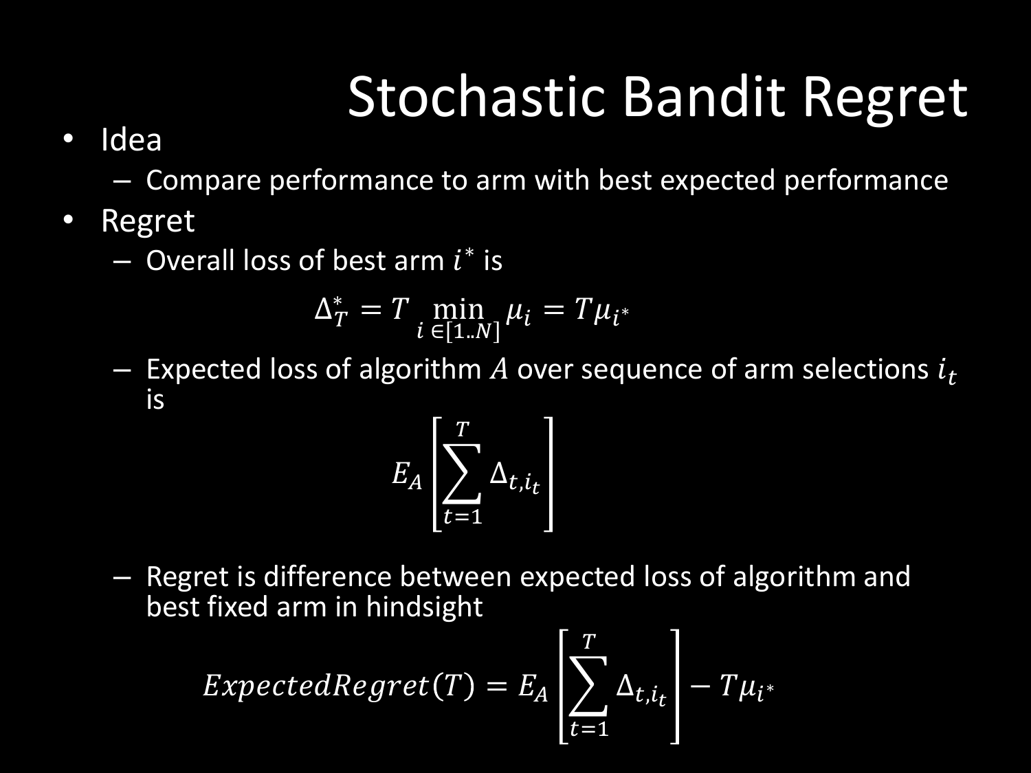# Stochastic Bandit Regret

- Idea
  - Compare performance to arm with best expected performance
- Regret
  - Overall loss of best arm $i^*$ is

$$\Delta_T^* = T \min_{i \in [1..N]} \mu_i = T\mu_{i^*}$$

  - Expected loss of algorithm $A$ over sequence of arm selections $i_t$ is

$$E_A\left[\sum_{t=1}^{T} \Delta_{t,i_t}\right]$$

  - Regret is difference between expected loss of algorithm and best fixed arm in hindsight

$$ExpectedRegret(T) = E_A\left[\sum_{t=1}^{T} \Delta_{t,i_t}\right] - T\mu_{i^*}$$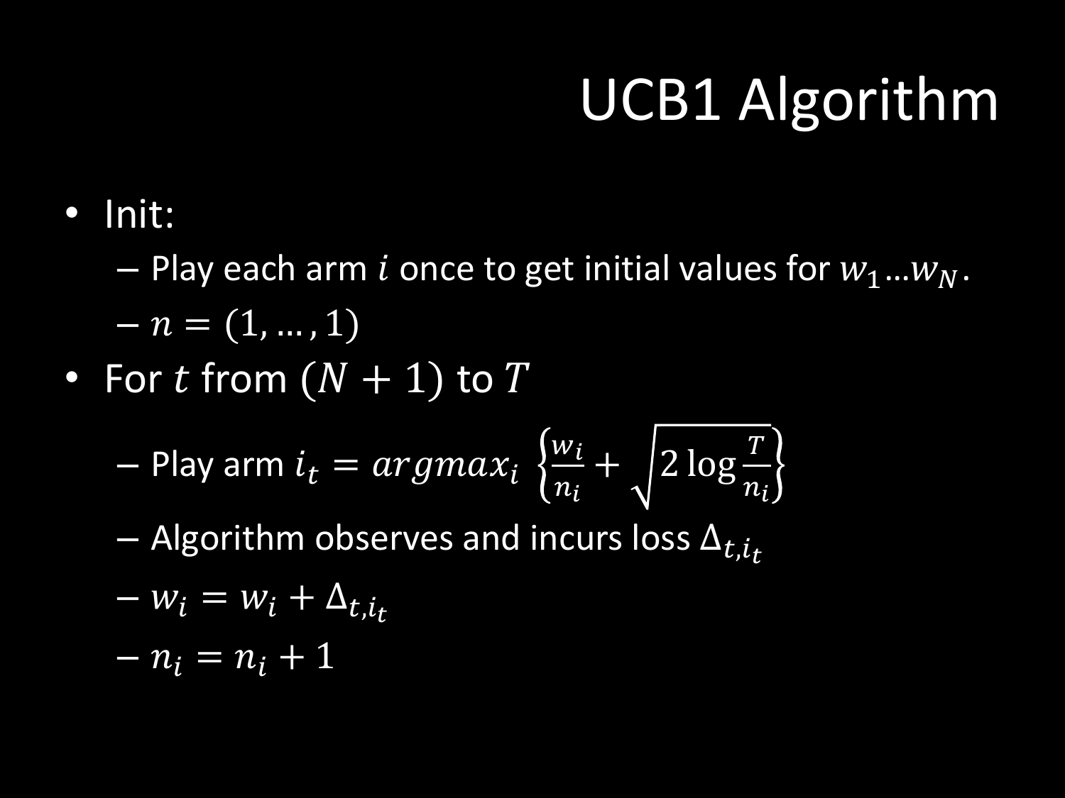# UCB1 Algorithm

- Init:
  - Play each arm $i$ once to get initial values for $w_1 \ldots w_N$.
  - $n = (1, \ldots, 1)$
- For $t$ from $(N+1)$ to $T$
  - Play arm $i_t = argmax_i \left\{ \frac{w_i}{n_i} + \sqrt{2 \log \frac{T}{n_i}} \right\}$
  - Algorithm observes and incurs loss $\Delta_{t,i_t}$
  - $w_i = w_i + \Delta_{t,i_t}$
  - $n_i = n_i + 1$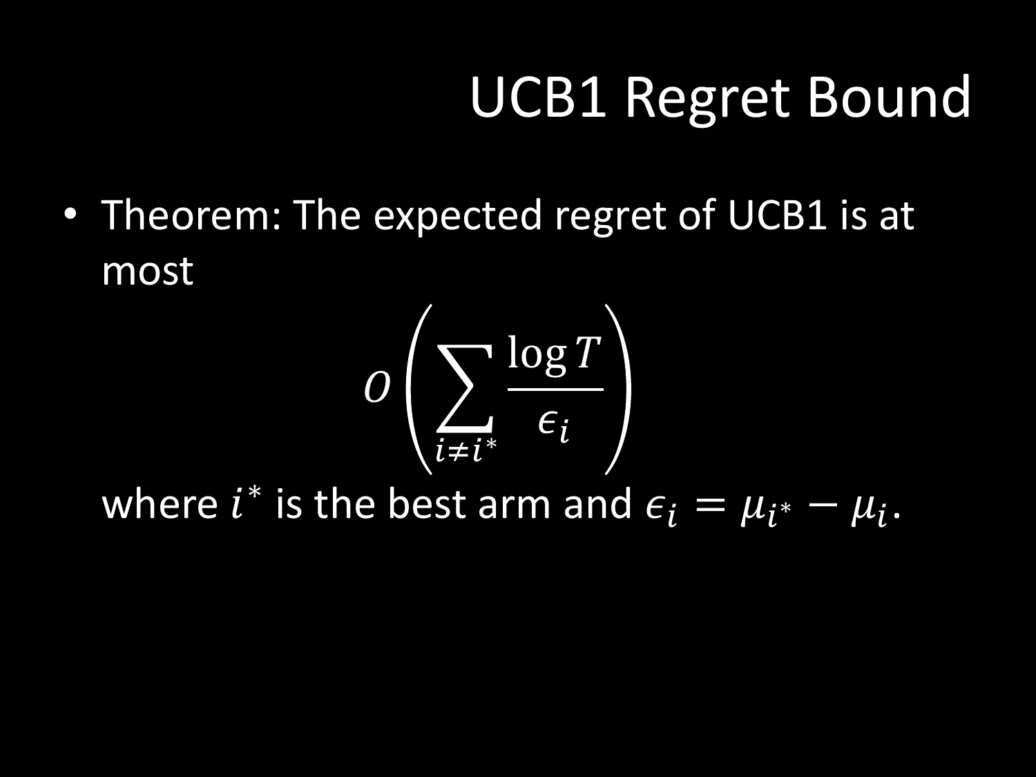# UCB1 Regret Bound

- Theorem: The expected regret of UCB1 is at most

$$O\left(\sum_{i \neq i^*} \frac{\log T}{\epsilon_i}\right)$$

where $i^*$ is the best arm and $\epsilon_i = \mu_{i^*} - \mu_i$.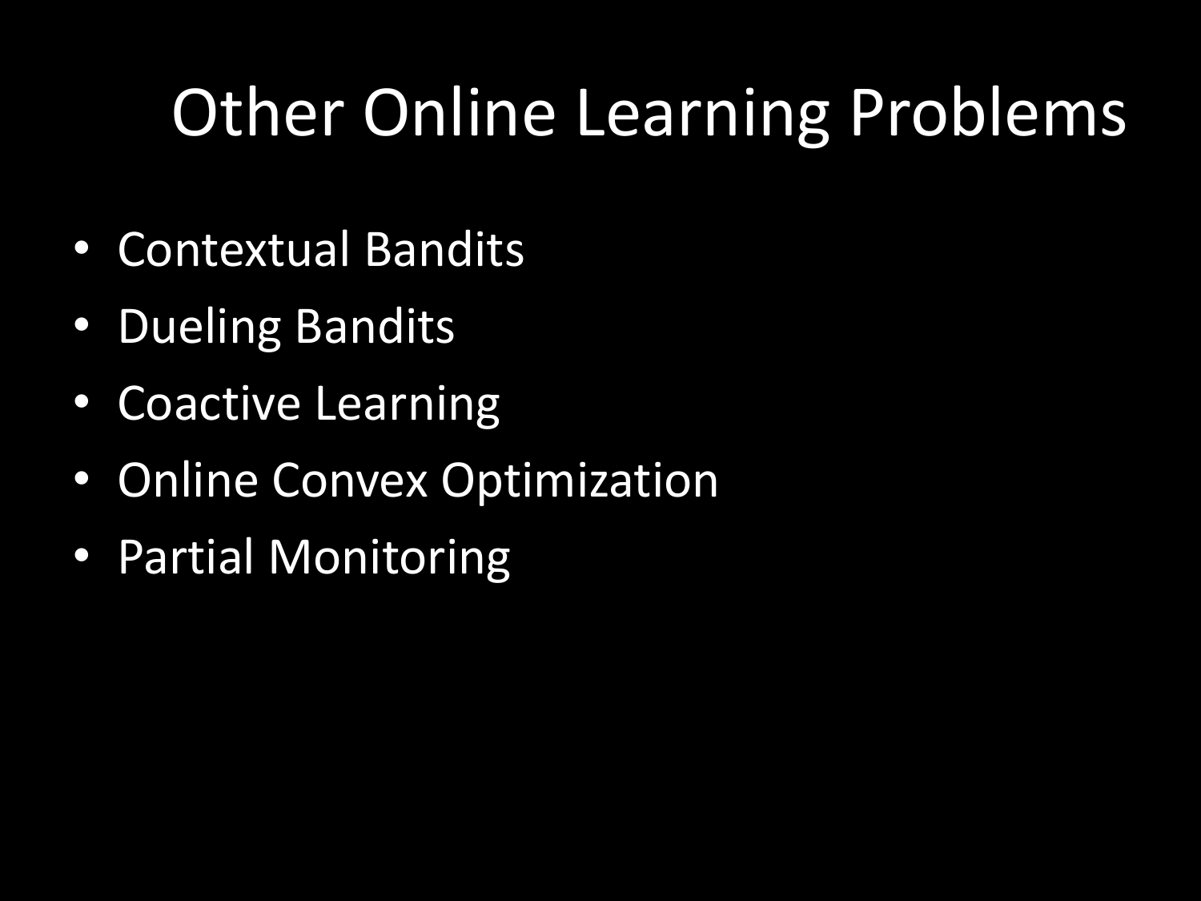# Other Online Learning Problems

- Contextual Bandits
- Dueling Bandits
- Coactive Learning
- Online Convex Optimization
- Partial Monitoring